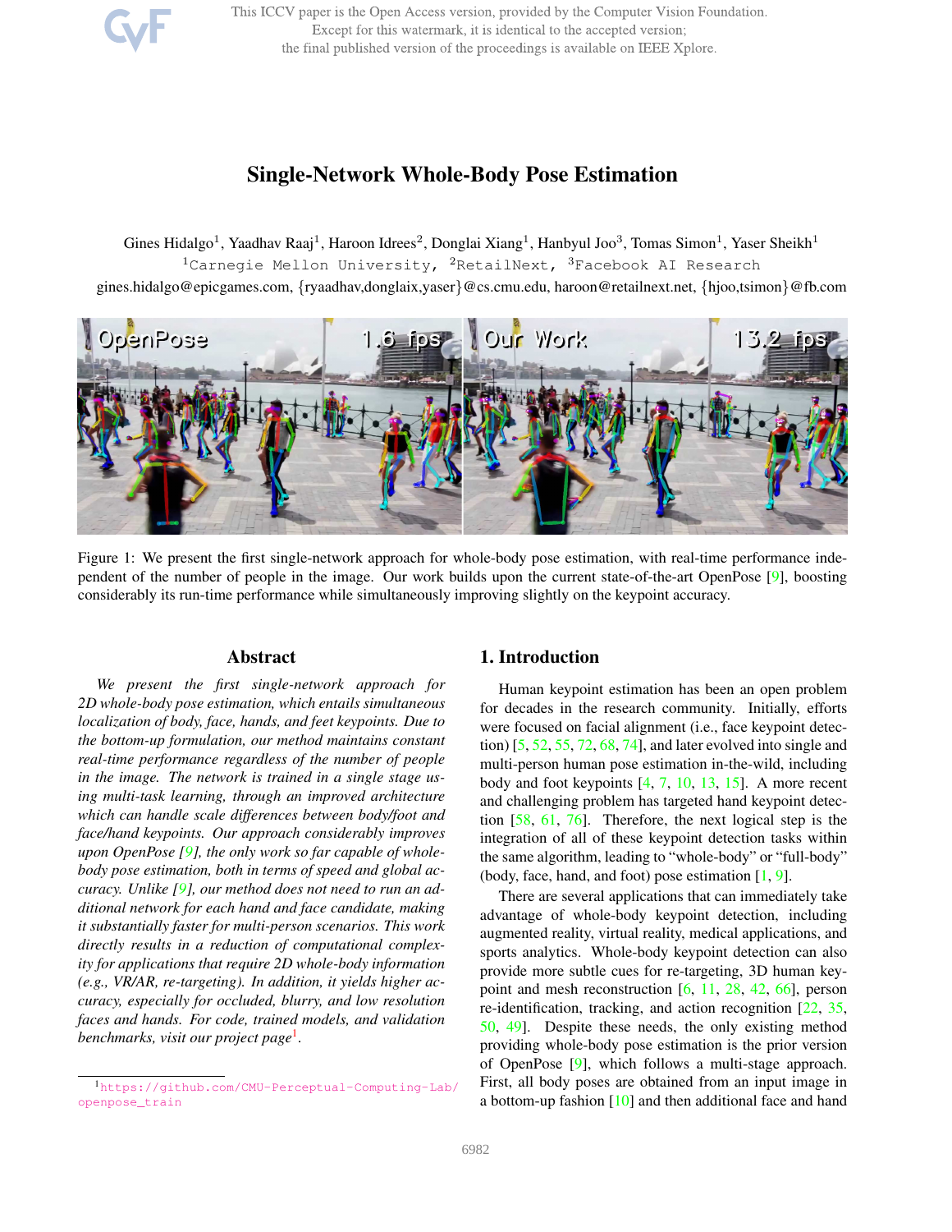# Single-Network Whole-Body Pose Estimation

Gines Hidalgo[1], Yaadhav Raaj[1], Haroon Idrees[2], Donglai Xiang[1], Hanbyul Joo[3], Tomas Simon[1], Yaser Sheikh[1]

[1]Carnegie Mellon University, [2]RetailNext, [3]Facebook AI Research

gines.hidalgo@epicgames.com, {ryaadhav,donglaix,yaser}@cs.cmu.edu, haroon@retailnext.net, {hjoo,tsimon}@fb.com

Figure 1: We present the first single-network approach for whole-body pose estimation, with real-time performance independent of the number of people in the image. Our work builds upon the current state-of-the-art OpenPose [9], boosting considerably its run-time performance while simultaneously improving slightly on the keypoint accuracy.

## Abstract

*We present the first single-network approach for 2D whole-body pose estimation, which entails simultaneous localization of body, face, hands, and feet keypoints. Due to the bottom-up formulation, our method maintains constant real-time performance regardless of the number of people in the image. The network is trained in a single stage using multi-task learning, through an improved architecture which can handle scale differences between body/foot and face/hand keypoints. Our approach considerably improves upon OpenPose [9], the only work so far capable of whole-body pose estimation, both in terms of speed and global accuracy. Unlike [9], our method does not need to run an additional network for each hand and face candidate, making it substantially faster for multi-person scenarios. This work directly results in a reduction of computational complexity for applications that require 2D whole-body information (e.g., VR/AR, re-targeting). In addition, it yields higher accuracy, especially for occluded, blurry, and low resolution faces and hands. For code, trained models, and validation benchmarks, visit our project page[1].*

[1]https://github.com/CMU-Perceptual-Computing-Lab/openpose_train

## 1. Introduction

Human keypoint estimation has been an open problem for decades in the research community. Initially, efforts were focused on facial alignment (i.e., face keypoint detection) [5, 52, 55, 72, 68, 74], and later evolved into single and multi-person human pose estimation in-the-wild, including body and foot keypoints [4, 7, 10, 13, 15]. A more recent and challenging problem has targeted hand keypoint detection [58, 61, 76]. Therefore, the next logical step is the integration of all of these keypoint detection tasks within the same algorithm, leading to "whole-body" or "full-body" (body, face, hand, and foot) pose estimation [1, 9].

There are several applications that can immediately take advantage of whole-body keypoint detection, including augmented reality, virtual reality, medical applications, and sports analytics. Whole-body keypoint detection can also provide more subtle cues for re-targeting, 3D human keypoint and mesh reconstruction [6, 11, 28, 42, 66], person re-identification, tracking, and action recognition [22, 35, 50, 49]. Despite these needs, the only existing method providing whole-body pose estimation is the prior version of OpenPose [9], which follows a multi-stage approach. First, all body poses are obtained from an input image in a bottom-up fashion [10] and then additional face and hand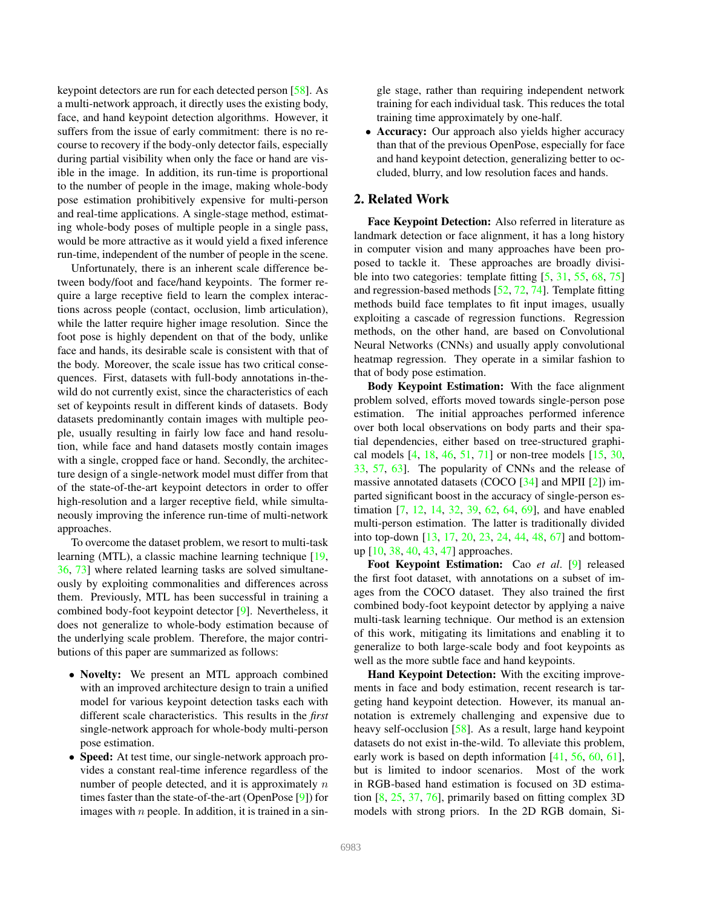keypoint detectors are run for each detected person [58]. As a multi-network approach, it directly uses the existing body, face, and hand keypoint detection algorithms. However, it suffers from the issue of early commitment: there is no recourse to recovery if the body-only detector fails, especially during partial visibility when only the face or hand are visible in the image. In addition, its run-time is proportional to the number of people in the image, making whole-body pose estimation prohibitively expensive for multi-person and real-time applications. A single-stage method, estimating whole-body poses of multiple people in a single pass, would be more attractive as it would yield a fixed inference run-time, independent of the number of people in the scene.

Unfortunately, there is an inherent scale difference between body/foot and face/hand keypoints. The former require a large receptive field to learn the complex interactions across people (contact, occlusion, limb articulation), while the latter require higher image resolution. Since the foot pose is highly dependent on that of the body, unlike face and hands, its desirable scale is consistent with that of the body. Moreover, the scale issue has two critical consequences. First, datasets with full-body annotations in-the-wild do not currently exist, since the characteristics of each set of keypoints result in different kinds of datasets. Body datasets predominantly contain images with multiple people, usually resulting in fairly low face and hand resolution, while face and hand datasets mostly contain images with a single, cropped face or hand. Secondly, the architecture design of a single-network model must differ from that of the state-of-the-art keypoint detectors in order to offer high-resolution and a larger receptive field, while simultaneously improving the inference run-time of multi-network approaches.

To overcome the dataset problem, we resort to multi-task learning (MTL), a classic machine learning technique [19, 36, 73] where related learning tasks are solved simultaneously by exploiting commonalities and differences across them. Previously, MTL has been successful in training a combined body-foot keypoint detector [9]. Nevertheless, it does not generalize to whole-body estimation because of the underlying scale problem. Therefore, the major contributions of this paper are summarized as follows:

- **Novelty:** We present an MTL approach combined with an improved architecture design to train a unified model for various keypoint detection tasks each with different scale characteristics. This results in the *first* single-network approach for whole-body multi-person pose estimation.
- **Speed:** At test time, our single-network approach provides a constant real-time inference regardless of the number of people detected, and it is approximately $n$ times faster than the state-of-the-art (OpenPose [9]) for images with $n$ people. In addition, it is trained in a single stage, rather than requiring independent network training for each individual task. This reduces the total training time approximately by one-half.
- **Accuracy:** Our approach also yields higher accuracy than that of the previous OpenPose, especially for face and hand keypoint detection, generalizing better to occluded, blurry, and low resolution faces and hands.

## 2. Related Work

**Face Keypoint Detection:** Also referred in literature as landmark detection or face alignment, it has a long history in computer vision and many approaches have been proposed to tackle it. These approaches are broadly divisible into two categories: template fitting [5, 31, 55, 68, 75] and regression-based methods [52, 72, 74]. Template fitting methods build face templates to fit input images, usually exploiting a cascade of regression functions. Regression methods, on the other hand, are based on Convolutional Neural Networks (CNNs) and usually apply convolutional heatmap regression. They operate in a similar fashion to that of body pose estimation.

**Body Keypoint Estimation:** With the face alignment problem solved, efforts moved towards single-person pose estimation. The initial approaches performed inference over both local observations on body parts and their spatial dependencies, either based on tree-structured graphical models [4, 18, 46, 51, 71] or non-tree models [15, 30, 33, 57, 63]. The popularity of CNNs and the release of massive annotated datasets (COCO [34] and MPII [2]) imparted significant boost in the accuracy of single-person estimation [7, 12, 14, 32, 39, 62, 64, 69], and have enabled multi-person estimation. The latter is traditionally divided into top-down [13, 17, 20, 23, 24, 44, 48, 67] and bottom-up [10, 38, 40, 43, 47] approaches.

**Foot Keypoint Estimation:** Cao *et al*. [9] released the first foot dataset, with annotations on a subset of images from the COCO dataset. They also trained the first combined body-foot keypoint detector by applying a naive multi-task learning technique. Our method is an extension of this work, mitigating its limitations and enabling it to generalize to both large-scale body and foot keypoints as well as the more subtle face and hand keypoints.

**Hand Keypoint Detection:** With the exciting improvements in face and body estimation, recent research is targeting hand keypoint detection. However, its manual annotation is extremely challenging and expensive due to heavy self-occlusion [58]. As a result, large hand keypoint datasets do not exist in-the-wild. To alleviate this problem, early work is based on depth information [41, 56, 60, 61], but is limited to indoor scenarios. Most of the work in RGB-based hand estimation is focused on 3D estimation [8, 25, 37, 76], primarily based on fitting complex 3D models with strong priors. In the 2D RGB domain, Si-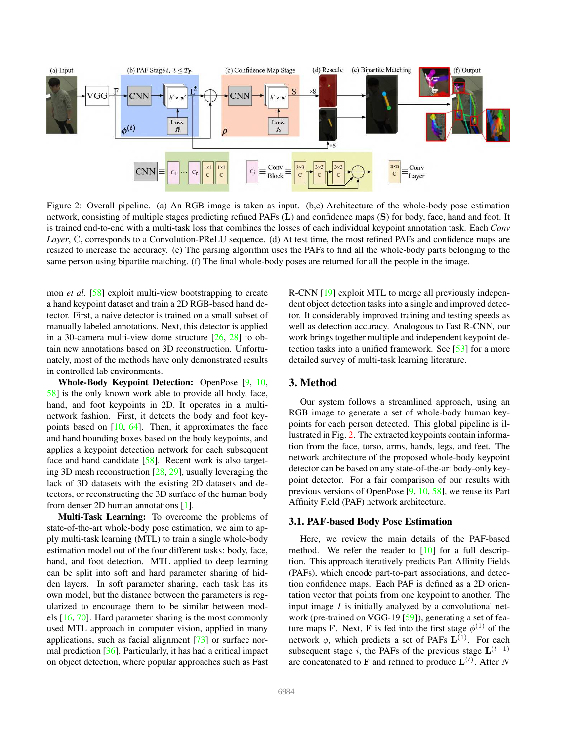Figure 2: Overall pipeline. (a) An RGB image is taken as input. (b,c) Architecture of the whole-body pose estimation network, consisting of multiple stages predicting refined PAFs ($\mathbf{L}$) and confidence maps ($\mathbf{S}$) for body, face, hand and foot. It is trained end-to-end with a multi-task loss that combines the losses of each individual keypoint annotation task. Each *Conv Layer*, C, corresponds to a Convolution-PReLU sequence. (d) At test time, the most refined PAFs and confidence maps are resized to increase the accuracy. (e) The parsing algorithm uses the PAFs to find all the whole-body parts belonging to the same person using bipartite matching. (f) The final whole-body poses are returned for all the people in the image.

mon *et al.* [58] exploit multi-view bootstrapping to create a hand keypoint dataset and train a 2D RGB-based hand detector. First, a naive detector is trained on a small subset of manually labeled annotations. Next, this detector is applied in a 30-camera multi-view dome structure [26, 28] to obtain new annotations based on 3D reconstruction. Unfortunately, most of the methods have only demonstrated results in controlled lab environments.

**Whole-Body Keypoint Detection:** OpenPose [9, 10, 58] is the only known work able to provide all body, face, hand, and foot keypoints in 2D. It operates in a multi-network fashion. First, it detects the body and foot keypoints based on [10, 64]. Then, it approximates the face and hand bounding boxes based on the body keypoints, and applies a keypoint detection network for each subsequent face and hand candidate [58]. Recent work is also targeting 3D mesh reconstruction [28, 29], usually leveraging the lack of 3D datasets with the existing 2D datasets and detectors, or reconstructing the 3D surface of the human body from denser 2D human annotations [1].

**Multi-Task Learning:** To overcome the problems of state-of-the-art whole-body pose estimation, we aim to apply multi-task learning (MTL) to train a single whole-body estimation model out of the four different tasks: body, face, hand, and foot detection. MTL applied to deep learning can be split into soft and hard parameter sharing of hidden layers. In soft parameter sharing, each task has its own model, but the distance between the parameters is regularized to encourage them to be similar between models [16, 70]. Hard parameter sharing is the most commonly used MTL approach in computer vision, applied in many applications, such as facial alignment [73] or surface normal prediction [36]. Particularly, it has had a critical impact on object detection, where popular approaches such as Fast R-CNN [19] exploit MTL to merge all previously independent object detection tasks into a single and improved detector. It considerably improved training and testing speeds as well as detection accuracy. Analogous to Fast R-CNN, our work brings together multiple and independent keypoint detection tasks into a unified framework. See [53] for a more detailed survey of multi-task learning literature.

## 3. Method

Our system follows a streamlined approach, using an RGB image to generate a set of whole-body human keypoints for each person detected. This global pipeline is illustrated in Fig. 2. The extracted keypoints contain information from the face, torso, arms, hands, legs, and feet. The network architecture of the proposed whole-body keypoint detector can be based on any state-of-the-art body-only keypoint detector. For a fair comparison of our results with previous versions of OpenPose [9, 10, 58], we reuse its Part Affinity Field (PAF) network architecture.

### 3.1. PAF-based Body Pose Estimation

Here, we review the main details of the PAF-based method. We refer the reader to [10] for a full description. This approach iteratively predicts Part Affinity Fields (PAFs), which encode part-to-part associations, and detection confidence maps. Each PAF is defined as a 2D orientation vector that points from one keypoint to another. The input image $I$ is initially analyzed by a convolutional network (pre-trained on VGG-19 [59]), generating a set of feature maps $\mathbf{F}$. Next, $\mathbf{F}$ is fed into the first stage $\phi^{(1)}$ of the network $\phi$, which predicts a set of PAFs $\mathbf{L}^{(1)}$. For each subsequent stage $i$, the PAFs of the previous stage $\mathbf{L}^{(t-1)}$ are concatenated to $\mathbf{F}$ and refined to produce $\mathbf{L}^{(t)}$. After $N$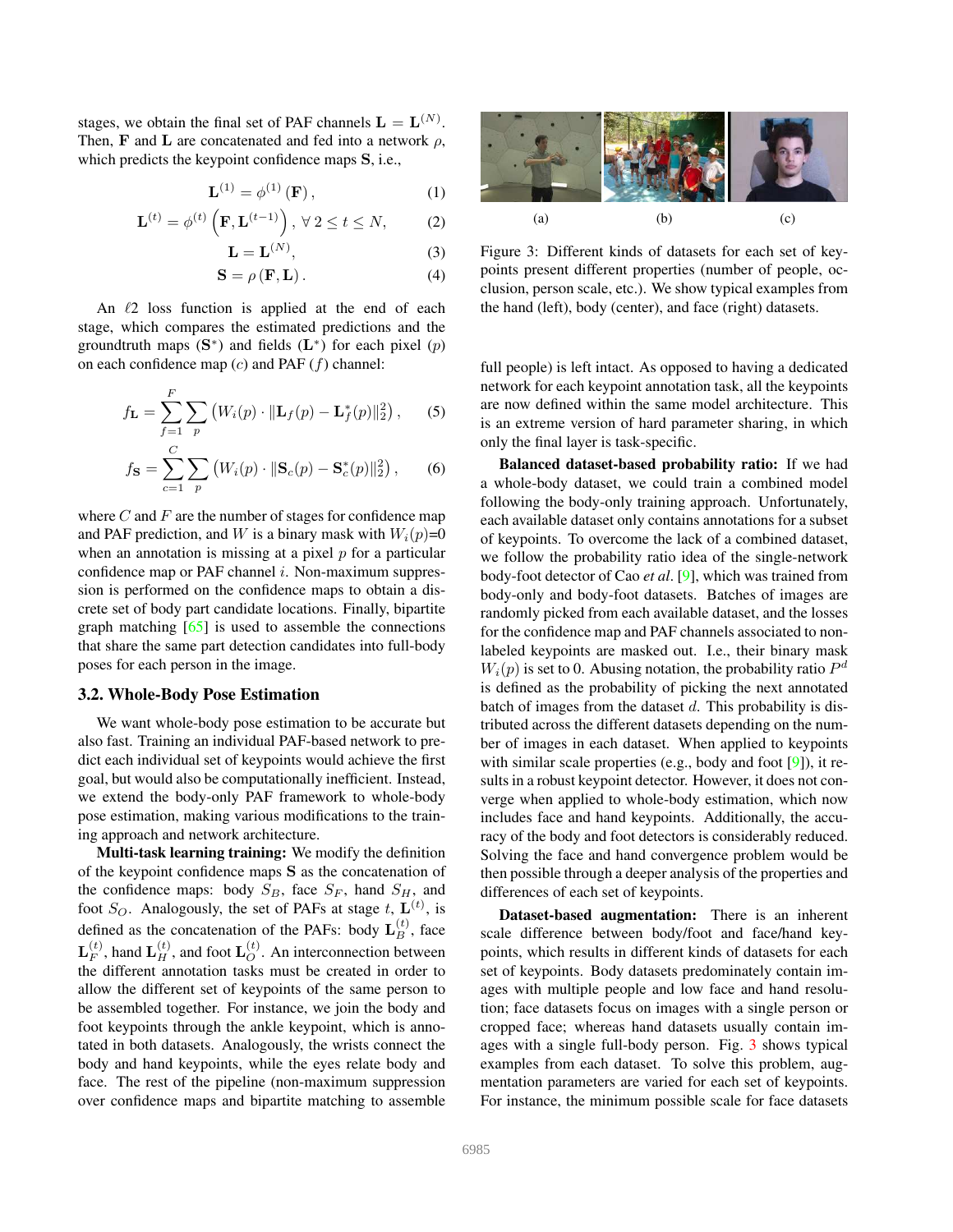stages, we obtain the final set of PAF channels $\mathbf{L} = \mathbf{L}^{(N)}$. Then, $\mathbf{F}$ and $\mathbf{L}$ are concatenated and fed into a network $\rho$, which predicts the keypoint confidence maps $\mathbf{S}$, i.e.,

$$\mathbf{L}^{(1)} = \phi^{(1)}(\mathbf{F}), \tag{1}$$

$$\mathbf{L}^{(t)} = \phi^{(t)}\left(\mathbf{F}, \mathbf{L}^{(t-1)}\right), \forall\, 2 \leq t \leq N, \tag{2}$$

$$\mathbf{L} = \mathbf{L}^{(N)}, \tag{3}$$

$$\mathbf{S} = \rho\left(\mathbf{F}, \mathbf{L}\right). \tag{4}$$

An $\ell 2$ loss function is applied at the end of each stage, which compares the estimated predictions and the groundtruth maps ($\mathbf{S}^*$) and fields ($\mathbf{L}^*$) for each pixel ($p$) on each confidence map ($c$) and PAF ($f$) channel:

$$f_{\mathbf{L}} = \sum_{f=1}^{F} \sum_{p} \left( W_i(p) \cdot \|\mathbf{L}_f(p) - \mathbf{L}^*_f(p)\|_2^2 \right), \tag{5}$$

$$f_{\mathbf{S}} = \sum_{c=1}^{C} \sum_{p} \left( W_i(p) \cdot \|\mathbf{S}_c(p) - \mathbf{S}^*_c(p)\|_2^2 \right), \tag{6}$$

where $C$ and $F$ are the number of stages for confidence map and PAF prediction, and $W$ is a binary mask with $W_i(p)$=0 when an annotation is missing at a pixel $p$ for a particular confidence map or PAF channel $i$. Non-maximum suppression is performed on the confidence maps to obtain a discrete set of body part candidate locations. Finally, bipartite graph matching [65] is used to assemble the connections that share the same part detection candidates into full-body poses for each person in the image.

### 3.2. Whole-Body Pose Estimation

We want whole-body pose estimation to be accurate but also fast. Training an individual PAF-based network to predict each individual set of keypoints would achieve the first goal, but would also be computationally inefficient. Instead, we extend the body-only PAF framework to whole-body pose estimation, making various modifications to the training approach and network architecture.

**Multi-task learning training:** We modify the definition of the keypoint confidence maps $\mathbf{S}$ as the concatenation of the confidence maps: body $S_B$, face $S_F$, hand $S_H$, and foot $S_O$. Analogously, the set of PAFs at stage $t$, $\mathbf{L}^{(t)}$, is defined as the concatenation of the PAFs: body $\mathbf{L}_B^{(t)}$, face $\mathbf{L}_F^{(t)}$, hand $\mathbf{L}_H^{(t)}$, and foot $\mathbf{L}_O^{(t)}$. An interconnection between the different annotation tasks must be created in order to allow the different set of keypoints of the same person to be assembled together. For instance, we join the body and foot keypoints through the ankle keypoint, which is annotated in both datasets. Analogously, the wrists connect the body and hand keypoints, while the eyes relate body and face. The rest of the pipeline (non-maximum suppression over confidence maps and bipartite matching to assemble full people) is left intact. As opposed to having a dedicated network for each keypoint annotation task, all the keypoints are now defined within the same model architecture. This is an extreme version of hard parameter sharing, in which only the final layer is task-specific.

(a) (b) (c)

Figure 3: Different kinds of datasets for each set of keypoints present different properties (number of people, occlusion, person scale, etc.). We show typical examples from the hand (left), body (center), and face (right) datasets.

**Balanced dataset-based probability ratio:** If we had a whole-body dataset, we could train a combined model following the body-only training approach. Unfortunately, each available dataset only contains annotations for a subset of keypoints. To overcome the lack of a combined dataset, we follow the probability ratio idea of the single-network body-foot detector of Cao *et al*. [9], which was trained from body-only and body-foot datasets. Batches of images are randomly picked from each available dataset, and the losses for the confidence map and PAF channels associated to non-labeled keypoints are masked out. I.e., their binary mask $W_i(p)$ is set to 0. Abusing notation, the probability ratio $P^d$ is defined as the probability of picking the next annotated batch of images from the dataset $d$. This probability is distributed across the different datasets depending on the number of images in each dataset. When applied to keypoints with similar scale properties (e.g., body and foot [9]), it results in a robust keypoint detector. However, it does not converge when applied to whole-body estimation, which now includes face and hand keypoints. Additionally, the accuracy of the body and foot detectors is considerably reduced. Solving the face and hand convergence problem would be then possible through a deeper analysis of the properties and differences of each set of keypoints.

**Dataset-based augmentation:** There is an inherent scale difference between body/foot and face/hand keypoints, which results in different kinds of datasets for each set of keypoints. Body datasets predominately contain images with multiple people and low face and hand resolution; face datasets focus on images with a single person or cropped face; whereas hand datasets usually contain images with a single full-body person. Fig. 3 shows typical examples from each dataset. To solve this problem, augmentation parameters are varied for each set of keypoints. For instance, the minimum possible scale for face datasets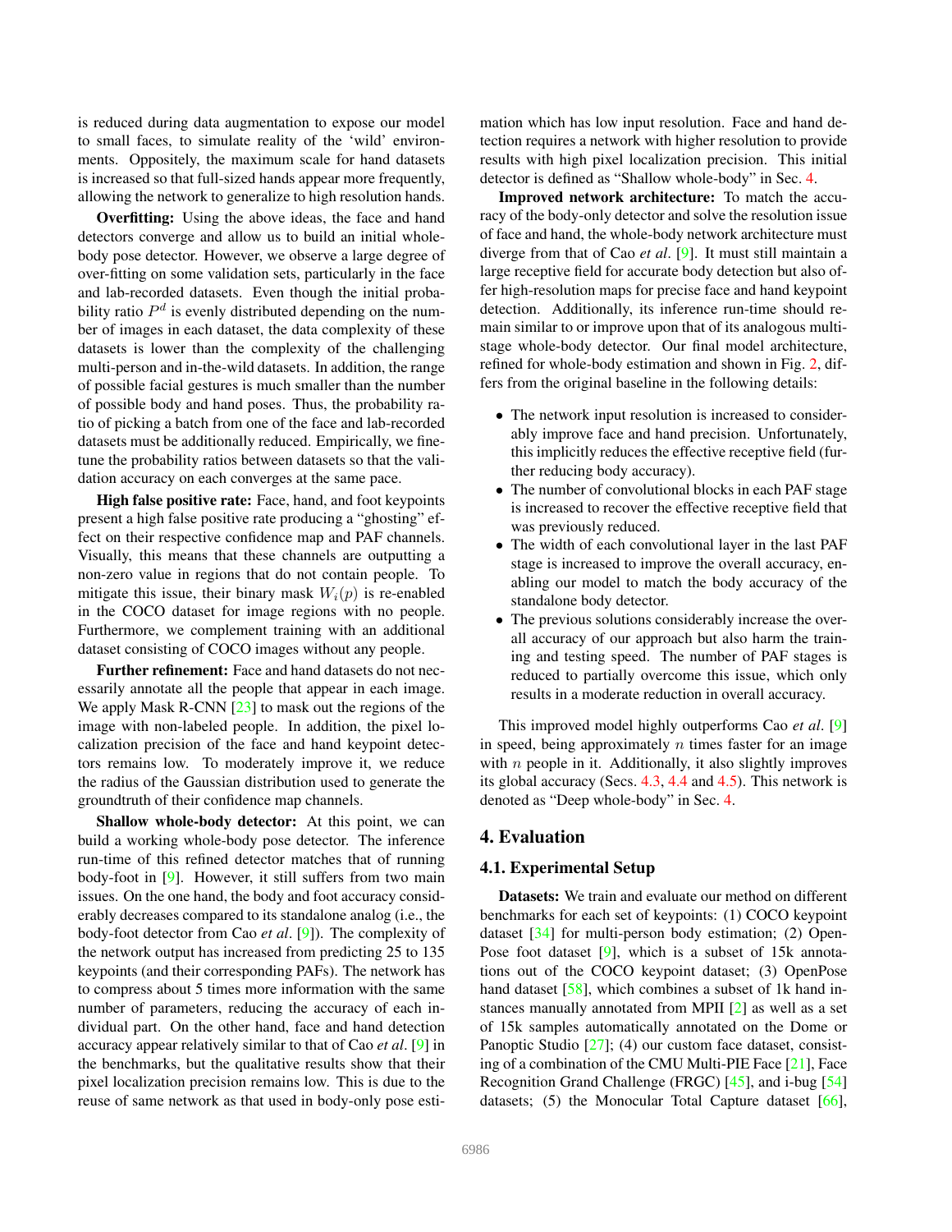is reduced during data augmentation to expose our model to small faces, to simulate reality of the 'wild' environments. Oppositely, the maximum scale for hand datasets is increased so that full-sized hands appear more frequently, allowing the network to generalize to high resolution hands.

**Overfitting:** Using the above ideas, the face and hand detectors converge and allow us to build an initial whole-body pose detector. However, we observe a large degree of over-fitting on some validation sets, particularly in the face and lab-recorded datasets. Even though the initial probability ratio $P^d$ is evenly distributed depending on the number of images in each dataset, the data complexity of these datasets is lower than the complexity of the challenging multi-person and in-the-wild datasets. In addition, the range of possible facial gestures is much smaller than the number of possible body and hand poses. Thus, the probability ratio of picking a batch from one of the face and lab-recorded datasets must be additionally reduced. Empirically, we fine-tune the probability ratios between datasets so that the validation accuracy on each converges at the same pace.

**High false positive rate:** Face, hand, and foot keypoints present a high false positive rate producing a "ghosting" effect on their respective confidence map and PAF channels. Visually, this means that these channels are outputting a non-zero value in regions that do not contain people. To mitigate this issue, their binary mask $W_i(p)$ is re-enabled in the COCO dataset for image regions with no people. Furthermore, we complement training with an additional dataset consisting of COCO images without any people.

**Further refinement:** Face and hand datasets do not necessarily annotate all the people that appear in each image. We apply Mask R-CNN [23] to mask out the regions of the image with non-labeled people. In addition, the pixel localization precision of the face and hand keypoint detectors remains low. To moderately improve it, we reduce the radius of the Gaussian distribution used to generate the groundtruth of their confidence map channels.

**Shallow whole-body detector:** At this point, we can build a working whole-body pose detector. The inference run-time of this refined detector matches that of running body-foot in [9]. However, it still suffers from two main issues. On the one hand, the body and foot accuracy considerably decreases compared to its standalone analog (i.e., the body-foot detector from Cao *et al*. [9]). The complexity of the network output has increased from predicting 25 to 135 keypoints (and their corresponding PAFs). The network has to compress about 5 times more information with the same number of parameters, reducing the accuracy of each individual part. On the other hand, face and hand detection accuracy appear relatively similar to that of Cao *et al*. [9] in the benchmarks, but the qualitative results show that their pixel localization precision remains low. This is due to the reuse of same network as that used in body-only pose estimation which has low input resolution. Face and hand detection requires a network with higher resolution to provide results with high pixel localization precision. This initial detector is defined as "Shallow whole-body" in Sec. 4.

**Improved network architecture:** To match the accuracy of the body-only detector and solve the resolution issue of face and hand, the whole-body network architecture must diverge from that of Cao *et al*. [9]. It must still maintain a large receptive field for accurate body detection but also offer high-resolution maps for precise face and hand keypoint detection. Additionally, its inference run-time should remain similar to or improve upon that of its analogous multi-stage whole-body detector. Our final model architecture, refined for whole-body estimation and shown in Fig. 2, differs from the original baseline in the following details:

- The network input resolution is increased to considerably improve face and hand precision. Unfortunately, this implicitly reduces the effective receptive field (further reducing body accuracy).
- The number of convolutional blocks in each PAF stage is increased to recover the effective receptive field that was previously reduced.
- The width of each convolutional layer in the last PAF stage is increased to improve the overall accuracy, enabling our model to match the body accuracy of the standalone body detector.
- The previous solutions considerably increase the overall accuracy of our approach but also harm the training and testing speed. The number of PAF stages is reduced to partially overcome this issue, which only results in a moderate reduction in overall accuracy.

This improved model highly outperforms Cao *et al*. [9] in speed, being approximately $n$ times faster for an image with $n$ people in it. Additionally, it also slightly improves its global accuracy (Secs. 4.3, 4.4 and 4.5). This network is denoted as "Deep whole-body" in Sec. 4.

# 4. Evaluation

## 4.1. Experimental Setup

**Datasets:** We train and evaluate our method on different benchmarks for each set of keypoints: (1) COCO keypoint dataset [34] for multi-person body estimation; (2) OpenPose foot dataset [9], which is a subset of 15k annotations out of the COCO keypoint dataset; (3) OpenPose hand dataset [58], which combines a subset of 1k hand instances manually annotated from MPII [2] as well as a set of 15k samples automatically annotated on the Dome or Panoptic Studio [27]; (4) our custom face dataset, consisting of a combination of the CMU Multi-PIE Face [21], Face Recognition Grand Challenge (FRGC) [45], and i-bug [54] datasets; (5) the Monocular Total Capture dataset [66],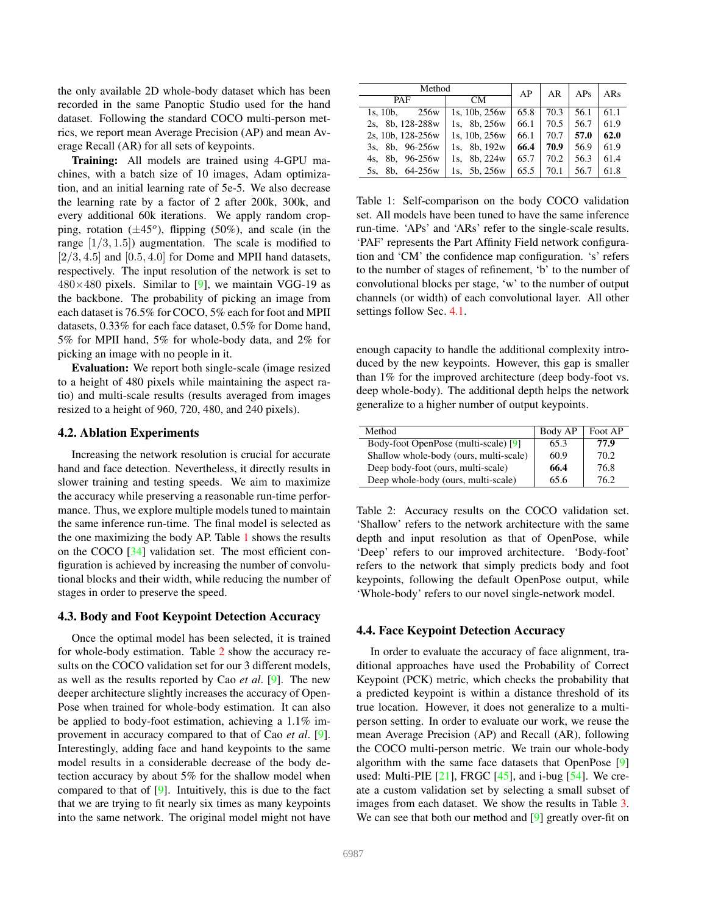the only available 2D whole-body dataset which has been recorded in the same Panoptic Studio used for the hand dataset. Following the standard COCO multi-person metrics, we report mean Average Precision (AP) and mean Average Recall (AR) for all sets of keypoints.

**Training:** All models are trained using 4-GPU machines, with a batch size of 10 images, Adam optimization, and an initial learning rate of 5e-5. We also decrease the learning rate by a factor of 2 after 200k, 300k, and every additional 60k iterations. We apply random cropping, rotation ($\pm 45^o$), flipping (50%), and scale (in the range $[1/3, 1.5]$) augmentation. The scale is modified to $[2/3, 4.5]$ and $[0.5, 4.0]$ for Dome and MPII hand datasets, respectively. The input resolution of the network is set to $480 \times 480$ pixels. Similar to [9], we maintain VGG-19 as the backbone. The probability of picking an image from each dataset is 76.5% for COCO, 5% each for foot and MPII datasets, 0.33% for each face dataset, 0.5% for Dome hand, 5% for MPII hand, 5% for whole-body data, and 2% for picking an image with no people in it.

**Evaluation:** We report both single-scale (image resized to a height of 480 pixels while maintaining the aspect ratio) and multi-scale results (results averaged from images resized to a height of 960, 720, 480, and 240 pixels).

### 4.2. Ablation Experiments

Increasing the network resolution is crucial for accurate hand and face detection. Nevertheless, it directly results in slower training and testing speeds. We aim to maximize the accuracy while preserving a reasonable run-time performance. Thus, we explore multiple models tuned to maintain the same inference run-time. The final model is selected as the one maximizing the body AP. Table 1 shows the results on the COCO [34] validation set. The most efficient configuration is achieved by increasing the number of convolutional blocks and their width, while reducing the number of stages in order to preserve the speed.

| Method | | AP | AR | APs | ARs |
|---|---|---|---|---|---|
| PAF | CM | | | | |
| 1s, 10b, 256w | 1s, 10b, 256w | 65.8 | 70.3 | 56.1 | 61.1 |
| 2s, 8b, 128-288w | 1s, 8b, 256w | 66.1 | 70.5 | 56.7 | 61.9 |
| 2s, 10b, 128-256w | 1s, 10b, 256w | 66.1 | 70.7 | **57.0** | **62.0** |
| 3s, 8b, 96-256w | 1s, 8b, 192w | **66.4** | **70.9** | 56.9 | 61.9 |
| 4s, 8b, 96-256w | 1s, 8b, 224w | 65.7 | 70.2 | 56.3 | 61.4 |
| 5s, 8b, 64-256w | 1s, 5b, 256w | 65.5 | 70.1 | 56.7 | 61.8 |

Table 1: Self-comparison on the body COCO validation set. All models have been tuned to have the same inference run-time. 'APs' and 'ARs' refer to the single-scale results. 'PAF' represents the Part Affinity Field network configuration and 'CM' the confidence map configuration. 's' refers to the number of stages of refinement, 'b' to the number of convolutional blocks per stage, 'w' to the number of output channels (or width) of each convolutional layer. All other settings follow Sec. 4.1.

### 4.3. Body and Foot Keypoint Detection Accuracy

Once the optimal model has been selected, it is trained for whole-body estimation. Table 2 show the accuracy results on the COCO validation set for our 3 different models, as well as the results reported by Cao *et al*. [9]. The new deeper architecture slightly increases the accuracy of OpenPose when trained for whole-body estimation. It can also be applied to body-foot estimation, achieving a 1.1% improvement in accuracy compared to that of Cao *et al*. [9]. Interestingly, adding face and hand keypoints to the same model results in a considerable decrease of the body detection accuracy by about 5% for the shallow model when compared to that of [9]. Intuitively, this is due to the fact that we are trying to fit nearly six times as many keypoints into the same network. The original model might not have enough capacity to handle the additional complexity introduced by the new keypoints. However, this gap is smaller than 1% for the improved architecture (deep body-foot vs. deep whole-body). The additional depth helps the network generalize to a higher number of output keypoints.

| Method | Body AP | Foot AP |
|---|---|---|
| Body-foot OpenPose (multi-scale) [9] | 65.3 | **77.9** |
| Shallow whole-body (ours, multi-scale) | 60.9 | 70.2 |
| Deep body-foot (ours, multi-scale) | **66.4** | 76.8 |
| Deep whole-body (ours, multi-scale) | 65.6 | 76.2 |

Table 2: Accuracy results on the COCO validation set. 'Shallow' refers to the network architecture with the same depth and input resolution as that of OpenPose, while 'Deep' refers to our improved architecture. 'Body-foot' refers to the network that simply predicts body and foot keypoints, following the default OpenPose output, while 'Whole-body' refers to our novel single-network model.

### 4.4. Face Keypoint Detection Accuracy

In order to evaluate the accuracy of face alignment, traditional approaches have used the Probability of Correct Keypoint (PCK) metric, which checks the probability that a predicted keypoint is within a distance threshold of its true location. However, it does not generalize to a multi-person setting. In order to evaluate our work, we reuse the mean Average Precision (AP) and Recall (AR), following the COCO multi-person metric. We train our whole-body algorithm with the same face datasets that OpenPose [9] used: Multi-PIE [21], FRGC [45], and i-bug [54]. We create a custom validation set by selecting a small subset of images from each dataset. We show the results in Table 3. We can see that both our method and [9] greatly over-fit on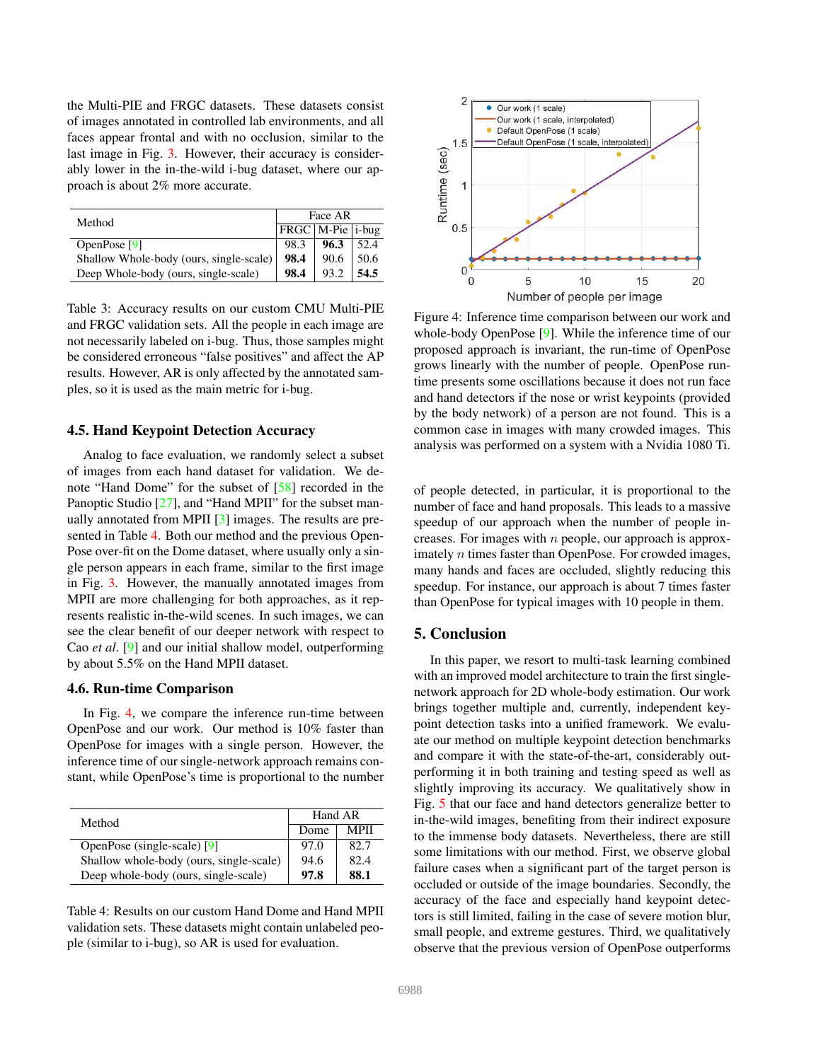the Multi-PIE and FRGC datasets. These datasets consist of images annotated in controlled lab environments, and all faces appear frontal and with no occlusion, similar to the last image in Fig. 3. However, their accuracy is considerably lower in the in-the-wild i-bug dataset, where our approach is about 2% more accurate.

| Method | Face AR | | |
|---|---|---|---|
| | FRGC | M-Pie | i-bug |
| OpenPose [9] | 98.3 | **96.3** | 52.4 |
| Shallow Whole-body (ours, single-scale) | **98.4** | 90.6 | 50.6 |
| Deep Whole-body (ours, single-scale) | **98.4** | 93.2 | **54.5** |

Table 3: Accuracy results on our custom CMU Multi-PIE and FRGC validation sets. All the people in each image are not necessarily labeled on i-bug. Thus, those samples might be considered erroneous "false positives" and affect the AP results. However, AR is only affected by the annotated samples, so it is used as the main metric for i-bug.

### 4.5. Hand Keypoint Detection Accuracy

Analog to face evaluation, we randomly select a subset of images from each hand dataset for validation. We denote "Hand Dome" for the subset of [58] recorded in the Panoptic Studio [27], and "Hand MPII" for the subset manually annotated from MPII [3] images. The results are presented in Table 4. Both our method and the previous OpenPose over-fit on the Dome dataset, where usually only a single person appears in each frame, similar to the first image in Fig. 3. However, the manually annotated images from MPII are more challenging for both approaches, as it represents realistic in-the-wild scenes. In such images, we can see the clear benefit of our deeper network with respect to Cao *et al*. [9] and our initial shallow model, outperforming by about 5.5% on the Hand MPII dataset.

### 4.6. Run-time Comparison

In Fig. 4, we compare the inference run-time between OpenPose and our work. Our method is 10% faster than OpenPose for images with a single person. However, the inference time of our single-network approach remains constant, while OpenPose's time is proportional to the number of people detected, in particular, it is proportional to the number of face and hand proposals. This leads to a massive speedup of our approach when the number of people increases. For images with $n$ people, our approach is approximately $n$ times faster than OpenPose. For crowded images, many hands and faces are occluded, slightly reducing this speedup. For instance, our approach is about 7 times faster than OpenPose for typical images with 10 people in them.

| Method | Hand AR | |
|---|---|---|
| | Dome | MPII |
| OpenPose (single-scale) [9] | 97.0 | 82.7 |
| Shallow whole-body (ours, single-scale) | 94.6 | 82.4 |
| Deep whole-body (ours, single-scale) | **97.8** | **88.1** |

Table 4: Results on our custom Hand Dome and Hand MPII validation sets. These datasets might contain unlabeled people (similar to i-bug), so AR is used for evaluation.

Figure 4: Inference time comparison between our work and whole-body OpenPose [9]. While the inference time of our proposed approach is invariant, the run-time of OpenPose grows linearly with the number of people. OpenPose runtime presents some oscillations because it does not run face and hand detectors if the nose or wrist keypoints (provided by the body network) of a person are not found. This is a common case in images with many crowded images. This analysis was performed on a system with a Nvidia 1080 Ti.

## 5. Conclusion

In this paper, we resort to multi-task learning combined with an improved model architecture to train the first single-network approach for 2D whole-body estimation. Our work brings together multiple and, currently, independent keypoint detection tasks into a unified framework. We evaluate our method on multiple keypoint detection benchmarks and compare it with the state-of-the-art, considerably outperforming it in both training and testing speed as well as slightly improving its accuracy. We qualitatively show in Fig. 5 that our face and hand detectors generalize better to in-the-wild images, benefiting from their indirect exposure to the immense body datasets. Nevertheless, there are still some limitations with our method. First, we observe global failure cases when a significant part of the target person is occluded or outside of the image boundaries. Secondly, the accuracy of the face and especially hand keypoint detectors is still limited, failing in the case of severe motion blur, small people, and extreme gestures. Third, we qualitatively observe that the previous version of OpenPose outperforms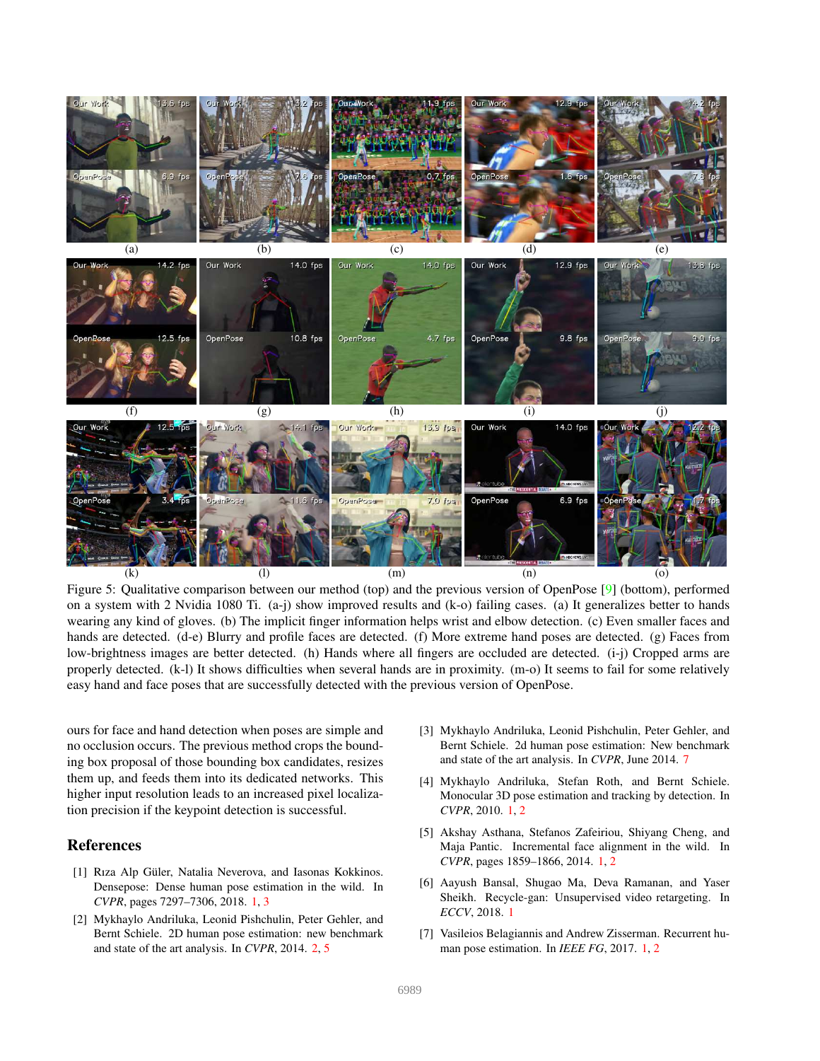Figure 5: Qualitative comparison between our method (top) and the previous version of OpenPose [9] (bottom), performed on a system with 2 Nvidia 1080 Ti. (a-j) show improved results and (k-o) failing cases. (a) It generalizes better to hands wearing any kind of gloves. (b) The implicit finger information helps wrist and elbow detection. (c) Even smaller faces and hands are detected. (d-e) Blurry and profile faces are detected. (f) More extreme hand poses are detected. (g) Faces from low-brightness images are better detected. (h) Hands where all fingers are occluded are detected. (i-j) Cropped arms are properly detected. (k-l) It shows difficulties when several hands are in proximity. (m-o) It seems to fail for some relatively easy hand and face poses that are successfully detected with the previous version of OpenPose.

ours for face and hand detection when poses are simple and no occlusion occurs. The previous method crops the bounding box proposal of those bounding box candidates, resizes them up, and feeds them into its dedicated networks. This higher input resolution leads to an increased pixel localization precision if the keypoint detection is successful.

## References

[1] Rıza Alp Güler, Natalia Neverova, and Iasonas Kokkinos. Densepose: Dense human pose estimation in the wild. In *CVPR*, pages 7297–7306, 2018. 1, 3

[2] Mykhaylo Andriluka, Leonid Pishchulin, Peter Gehler, and Bernt Schiele. 2D human pose estimation: new benchmark and state of the art analysis. In *CVPR*, 2014. 2, 5

[3] Mykhaylo Andriluka, Leonid Pishchulin, Peter Gehler, and Bernt Schiele. 2d human pose estimation: New benchmark and state of the art analysis. In *CVPR*, June 2014. 7

[4] Mykhaylo Andriluka, Stefan Roth, and Bernt Schiele. Monocular 3D pose estimation and tracking by detection. In *CVPR*, 2010. 1, 2

[5] Akshay Asthana, Stefanos Zafeiriou, Shiyang Cheng, and Maja Pantic. Incremental face alignment in the wild. In *CVPR*, pages 1859–1866, 2014. 1, 2

[6] Aayush Bansal, Shugao Ma, Deva Ramanan, and Yaser Sheikh. Recycle-gan: Unsupervised video retargeting. In *ECCV*, 2018. 1

[7] Vasileios Belagiannis and Andrew Zisserman. Recurrent human pose estimation. In *IEEE FG*, 2017. 1, 2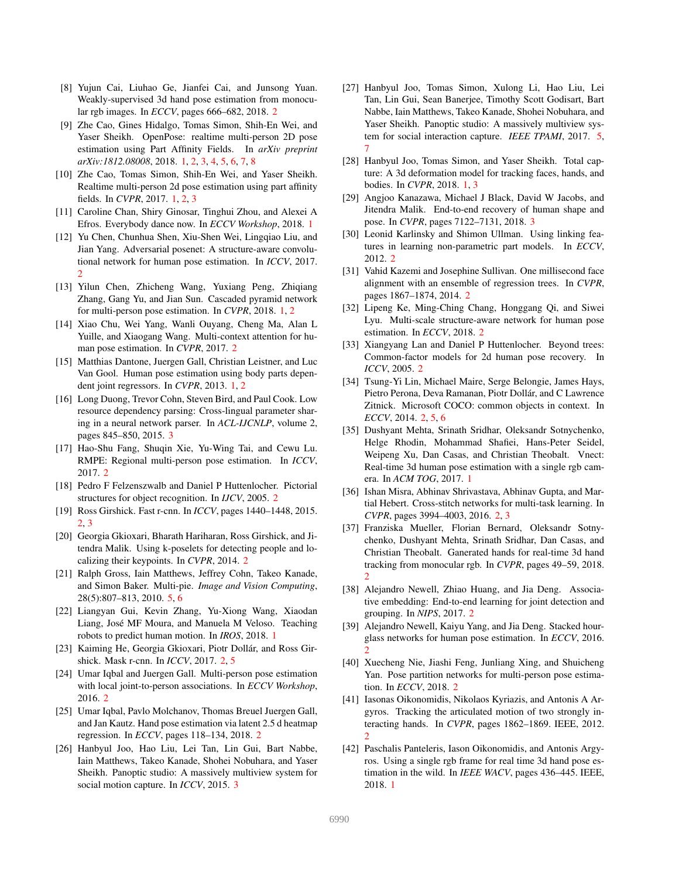[8] Yujun Cai, Liuhao Ge, Jianfei Cai, and Junsong Yuan. Weakly-supervised 3d hand pose estimation from monocular rgb images. In *ECCV*, pages 666–682, 2018. 2

[9] Zhe Cao, Gines Hidalgo, Tomas Simon, Shih-En Wei, and Yaser Sheikh. OpenPose: realtime multi-person 2D pose estimation using Part Affinity Fields. In *arXiv preprint arXiv:1812.08008*, 2018. 1, 2, 3, 4, 5, 6, 7, 8

[10] Zhe Cao, Tomas Simon, Shih-En Wei, and Yaser Sheikh. Realtime multi-person 2d pose estimation using part affinity fields. In *CVPR*, 2017. 1, 2, 3

[11] Caroline Chan, Shiry Ginosar, Tinghui Zhou, and Alexei A Efros. Everybody dance now. In *ECCV Workshop*, 2018. 1

[12] Yu Chen, Chunhua Shen, Xiu-Shen Wei, Lingqiao Liu, and Jian Yang. Adversarial posenet: A structure-aware convolutional network for human pose estimation. In *ICCV*, 2017. 2

[13] Yilun Chen, Zhicheng Wang, Yuxiang Peng, Zhiqiang Zhang, Gang Yu, and Jian Sun. Cascaded pyramid network for multi-person pose estimation. In *CVPR*, 2018. 1, 2

[14] Xiao Chu, Wei Yang, Wanli Ouyang, Cheng Ma, Alan L Yuille, and Xiaogang Wang. Multi-context attention for human pose estimation. In *CVPR*, 2017. 2

[15] Matthias Dantone, Juergen Gall, Christian Leistner, and Luc Van Gool. Human pose estimation using body parts dependent joint regressors. In *CVPR*, 2013. 1, 2

[16] Long Duong, Trevor Cohn, Steven Bird, and Paul Cook. Low resource dependency parsing: Cross-lingual parameter sharing in a neural network parser. In *ACL-IJCNLP*, volume 2, pages 845–850, 2015. 3

[17] Hao-Shu Fang, Shuqin Xie, Yu-Wing Tai, and Cewu Lu. RMPE: Regional multi-person pose estimation. In *ICCV*, 2017. 2

[18] Pedro F Felzenszwalb and Daniel P Huttenlocher. Pictorial structures for object recognition. In *IJCV*, 2005. 2

[19] Ross Girshick. Fast r-cnn. In *ICCV*, pages 1440–1448, 2015. 2, 3

[20] Georgia Gkioxari, Bharath Hariharan, Ross Girshick, and Jitendra Malik. Using k-poselets for detecting people and localizing their keypoints. In *CVPR*, 2014. 2

[21] Ralph Gross, Iain Matthews, Jeffrey Cohn, Takeo Kanade, and Simon Baker. Multi-pie. *Image and Vision Computing*, 28(5):807–813, 2010. 5, 6

[22] Liangyan Gui, Kevin Zhang, Yu-Xiong Wang, Xiaodan Liang, José MF Moura, and Manuela M Veloso. Teaching robots to predict human motion. In *IROS*, 2018. 1

[23] Kaiming He, Georgia Gkioxari, Piotr Dollár, and Ross Girshick. Mask r-cnn. In *ICCV*, 2017. 2, 5

[24] Umar Iqbal and Juergen Gall. Multi-person pose estimation with local joint-to-person associations. In *ECCV Workshop*, 2016. 2

[25] Umar Iqbal, Pavlo Molchanov, Thomas Breuel Juergen Gall, and Jan Kautz. Hand pose estimation via latent 2.5 d heatmap regression. In *ECCV*, pages 118–134, 2018. 2

[26] Hanbyul Joo, Hao Liu, Lei Tan, Lin Gui, Bart Nabbe, Iain Matthews, Takeo Kanade, Shohei Nobuhara, and Yaser Sheikh. Panoptic studio: A massively multiview system for social motion capture. In *ICCV*, 2015. 3

[27] Hanbyul Joo, Tomas Simon, Xulong Li, Hao Liu, Lei Tan, Lin Gui, Sean Banerjee, Timothy Scott Godisart, Bart Nabbe, Iain Matthews, Takeo Kanade, Shohei Nobuhara, and Yaser Sheikh. Panoptic studio: A massively multiview system for social interaction capture. *IEEE TPAMI*, 2017. 5, 7

[28] Hanbyul Joo, Tomas Simon, and Yaser Sheikh. Total capture: A 3d deformation model for tracking faces, hands, and bodies. In *CVPR*, 2018. 1, 3

[29] Angjoo Kanazawa, Michael J Black, David W Jacobs, and Jitendra Malik. End-to-end recovery of human shape and pose. In *CVPR*, pages 7122–7131, 2018. 3

[30] Leonid Karlinsky and Shimon Ullman. Using linking features in learning non-parametric part models. In *ECCV*, 2012. 2

[31] Vahid Kazemi and Josephine Sullivan. One millisecond face alignment with an ensemble of regression trees. In *CVPR*, pages 1867–1874, 2014. 2

[32] Lipeng Ke, Ming-Ching Chang, Honggang Qi, and Siwei Lyu. Multi-scale structure-aware network for human pose estimation. In *ECCV*, 2018. 2

[33] Xiangyang Lan and Daniel P Huttenlocher. Beyond trees: Common-factor models for 2d human pose recovery. In *ICCV*, 2005. 2

[34] Tsung-Yi Lin, Michael Maire, Serge Belongie, James Hays, Pietro Perona, Deva Ramanan, Piotr Dollár, and C Lawrence Zitnick. Microsoft COCO: common objects in context. In *ECCV*, 2014. 2, 5, 6

[35] Dushyant Mehta, Srinath Sridhar, Oleksandr Sotnychenko, Helge Rhodin, Mohammad Shafiei, Hans-Peter Seidel, Weipeng Xu, Dan Casas, and Christian Theobalt. Vnect: Real-time 3d human pose estimation with a single rgb camera. In *ACM TOG*, 2017. 1

[36] Ishan Misra, Abhinav Shrivastava, Abhinav Gupta, and Martial Hebert. Cross-stitch networks for multi-task learning. In *CVPR*, pages 3994–4003, 2016. 2, 3

[37] Franziska Mueller, Florian Bernard, Oleksandr Sotnychenko, Dushyant Mehta, Srinath Sridhar, Dan Casas, and Christian Theobalt. Ganerated hands for real-time 3d hand tracking from monocular rgb. In *CVPR*, pages 49–59, 2018. 2

[38] Alejandro Newell, Zhiao Huang, and Jia Deng. Associative embedding: End-to-end learning for joint detection and grouping. In *NIPS*, 2017. 2

[39] Alejandro Newell, Kaiyu Yang, and Jia Deng. Stacked hourglass networks for human pose estimation. In *ECCV*, 2016. 2

[40] Xuecheng Nie, Jiashi Feng, Junliang Xing, and Shuicheng Yan. Pose partition networks for multi-person pose estimation. In *ECCV*, 2018. 2

[41] Iasonas Oikonomidis, Nikolaos Kyriazis, and Antonis A Argyros. Tracking the articulated motion of two strongly interacting hands. In *CVPR*, pages 1862–1869. IEEE, 2012. 2

[42] Paschalis Panteleris, Iason Oikonomidis, and Antonis Argyros. Using a single rgb frame for real time 3d hand pose estimation in the wild. In *IEEE WACV*, pages 436–445. IEEE, 2018. 1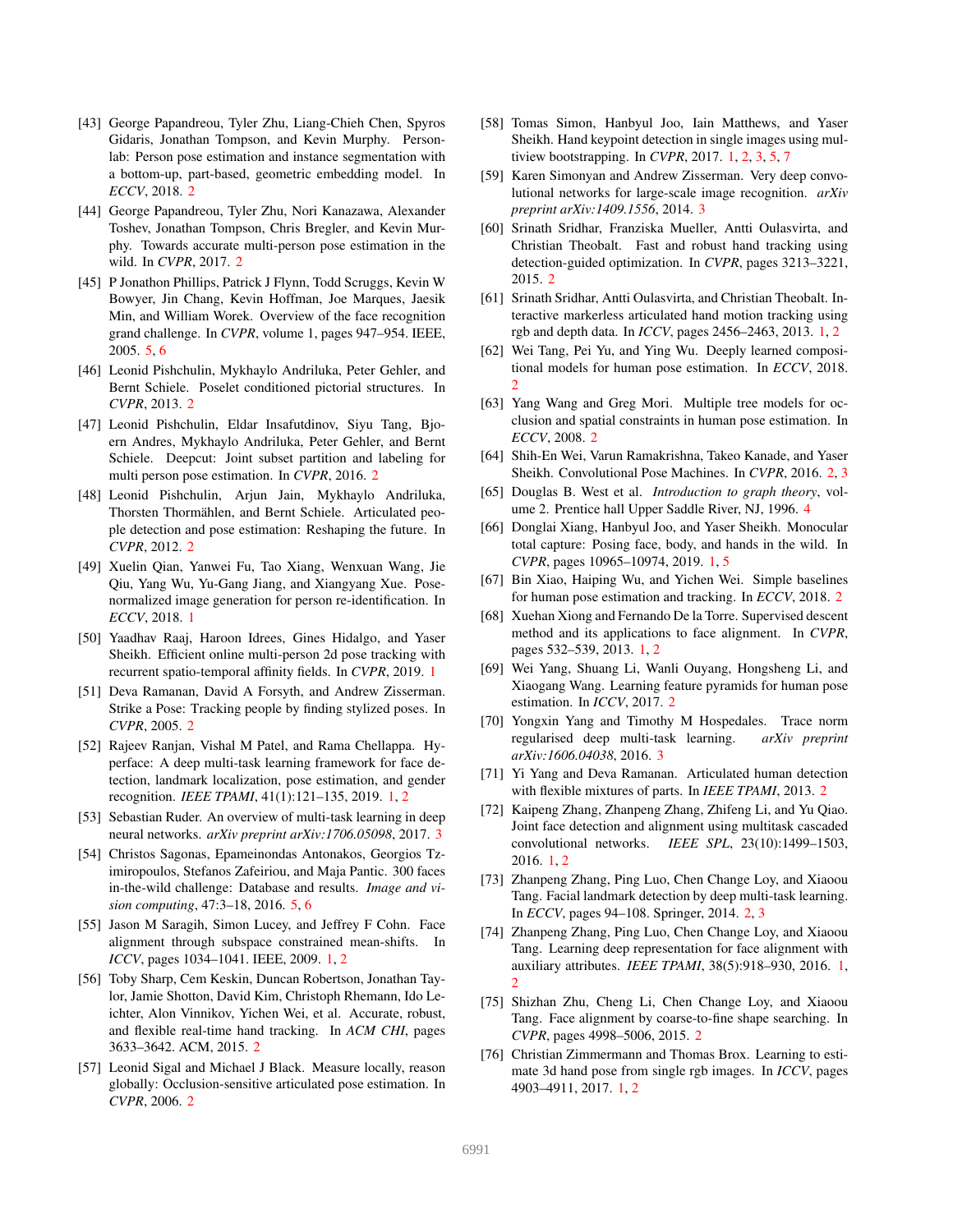[43] George Papandreou, Tyler Zhu, Liang-Chieh Chen, Spyros Gidaris, Jonathan Tompson, and Kevin Murphy. Personlab: Person pose estimation and instance segmentation with a bottom-up, part-based, geometric embedding model. In *ECCV*, 2018. 2

[44] George Papandreou, Tyler Zhu, Nori Kanazawa, Alexander Toshev, Jonathan Tompson, Chris Bregler, and Kevin Murphy. Towards accurate multi-person pose estimation in the wild. In *CVPR*, 2017. 2

[45] P Jonathon Phillips, Patrick J Flynn, Todd Scruggs, Kevin W Bowyer, Jin Chang, Kevin Hoffman, Joe Marques, Jaesik Min, and William Worek. Overview of the face recognition grand challenge. In *CVPR*, volume 1, pages 947–954. IEEE, 2005. 5, 6

[46] Leonid Pishchulin, Mykhaylo Andriluka, Peter Gehler, and Bernt Schiele. Poselet conditioned pictorial structures. In *CVPR*, 2013. 2

[47] Leonid Pishchulin, Eldar Insafutdinov, Siyu Tang, Bjoern Andres, Mykhaylo Andriluka, Peter Gehler, and Bernt Schiele. Deepcut: Joint subset partition and labeling for multi person pose estimation. In *CVPR*, 2016. 2

[48] Leonid Pishchulin, Arjun Jain, Mykhaylo Andriluka, Thorsten Thormählen, and Bernt Schiele. Articulated people detection and pose estimation: Reshaping the future. In *CVPR*, 2012. 2

[49] Xuelin Qian, Yanwei Fu, Tao Xiang, Wenxuan Wang, Jie Qiu, Yang Wu, Yu-Gang Jiang, and Xiangyang Xue. Pose-normalized image generation for person re-identification. In *ECCV*, 2018. 1

[50] Yaadhav Raaj, Haroon Idrees, Gines Hidalgo, and Yaser Sheikh. Efficient online multi-person 2d pose tracking with recurrent spatio-temporal affinity fields. In *CVPR*, 2019. 1

[51] Deva Ramanan, David A Forsyth, and Andrew Zisserman. Strike a Pose: Tracking people by finding stylized poses. In *CVPR*, 2005. 2

[52] Rajeev Ranjan, Vishal M Patel, and Rama Chellappa. Hyperface: A deep multi-task learning framework for face detection, landmark localization, pose estimation, and gender recognition. *IEEE TPAMI*, 41(1):121–135, 2019. 1, 2

[53] Sebastian Ruder. An overview of multi-task learning in deep neural networks. *arXiv preprint arXiv:1706.05098*, 2017. 3

[54] Christos Sagonas, Epameinondas Antonakos, Georgios Tzimiropoulos, Stefanos Zafeiriou, and Maja Pantic. 300 faces in-the-wild challenge: Database and results. *Image and vision computing*, 47:3–18, 2016. 5, 6

[55] Jason M Saragih, Simon Lucey, and Jeffrey F Cohn. Face alignment through subspace constrained mean-shifts. In *ICCV*, pages 1034–1041. IEEE, 2009. 1, 2

[56] Toby Sharp, Cem Keskin, Duncan Robertson, Jonathan Taylor, Jamie Shotton, David Kim, Christoph Rhemann, Ido Leichter, Alon Vinnikov, Yichen Wei, et al. Accurate, robust, and flexible real-time hand tracking. In *ACM CHI*, pages 3633–3642. ACM, 2015. 2

[57] Leonid Sigal and Michael J Black. Measure locally, reason globally: Occlusion-sensitive articulated pose estimation. In *CVPR*, 2006. 2

[58] Tomas Simon, Hanbyul Joo, Iain Matthews, and Yaser Sheikh. Hand keypoint detection in single images using multiview bootstrapping. In *CVPR*, 2017. 1, 2, 3, 5, 7

[59] Karen Simonyan and Andrew Zisserman. Very deep convolutional networks for large-scale image recognition. *arXiv preprint arXiv:1409.1556*, 2014. 3

[60] Srinath Sridhar, Franziska Mueller, Antti Oulasvirta, and Christian Theobalt. Fast and robust hand tracking using detection-guided optimization. In *CVPR*, pages 3213–3221, 2015. 2

[61] Srinath Sridhar, Antti Oulasvirta, and Christian Theobalt. Interactive markerless articulated hand motion tracking using rgb and depth data. In *ICCV*, pages 2456–2463, 2013. 1, 2

[62] Wei Tang, Pei Yu, and Ying Wu. Deeply learned compositional models for human pose estimation. In *ECCV*, 2018. 2

[63] Yang Wang and Greg Mori. Multiple tree models for occlusion and spatial constraints in human pose estimation. In *ECCV*, 2008. 2

[64] Shih-En Wei, Varun Ramakrishna, Takeo Kanade, and Yaser Sheikh. Convolutional Pose Machines. In *CVPR*, 2016. 2, 3

[65] Douglas B. West et al. *Introduction to graph theory*, volume 2. Prentice hall Upper Saddle River, NJ, 1996. 4

[66] Donglai Xiang, Hanbyul Joo, and Yaser Sheikh. Monocular total capture: Posing face, body, and hands in the wild. In *CVPR*, pages 10965–10974, 2019. 1, 5

[67] Bin Xiao, Haiping Wu, and Yichen Wei. Simple baselines for human pose estimation and tracking. In *ECCV*, 2018. 2

[68] Xuehan Xiong and Fernando De la Torre. Supervised descent method and its applications to face alignment. In *CVPR*, pages 532–539, 2013. 1, 2

[69] Wei Yang, Shuang Li, Wanli Ouyang, Hongsheng Li, and Xiaogang Wang. Learning feature pyramids for human pose estimation. In *ICCV*, 2017. 2

[70] Yongxin Yang and Timothy M Hospedales. Trace norm regularised deep multi-task learning. *arXiv preprint arXiv:1606.04038*, 2016. 3

[71] Yi Yang and Deva Ramanan. Articulated human detection with flexible mixtures of parts. In *IEEE TPAMI*, 2013. 2

[72] Kaipeng Zhang, Zhanpeng Zhang, Zhifeng Li, and Yu Qiao. Joint face detection and alignment using multitask cascaded convolutional networks. *IEEE SPL*, 23(10):1499–1503, 2016. 1, 2

[73] Zhanpeng Zhang, Ping Luo, Chen Change Loy, and Xiaoou Tang. Facial landmark detection by deep multi-task learning. In *ECCV*, pages 94–108. Springer, 2014. 2, 3

[74] Zhanpeng Zhang, Ping Luo, Chen Change Loy, and Xiaoou Tang. Learning deep representation for face alignment with auxiliary attributes. *IEEE TPAMI*, 38(5):918–930, 2016. 1, 2

[75] Shizhan Zhu, Cheng Li, Chen Change Loy, and Xiaoou Tang. Face alignment by coarse-to-fine shape searching. In *CVPR*, pages 4998–5006, 2015. 2

[76] Christian Zimmermann and Thomas Brox. Learning to estimate 3d hand pose from single rgb images. In *ICCV*, pages 4903–4911, 2017. 1, 2